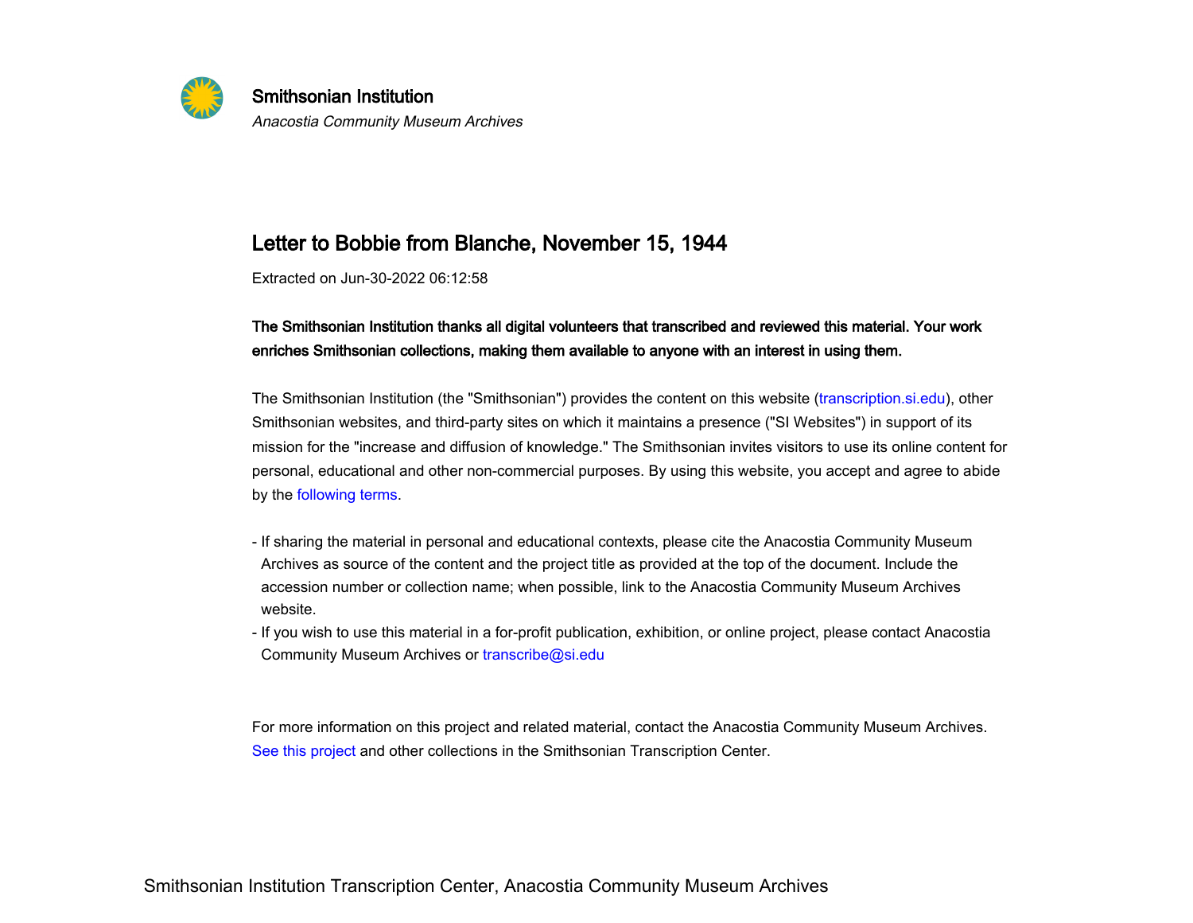**Smithsonian Institution**

*Anacostia Community Museum Archives*

# Letter to Bobbie from Blanche, November 15, 1944

Extracted on Jun-30-2022 06:12:58

**The Smithsonian Institution thanks all digital volunteers that transcribed and reviewed this material. Your work enriches Smithsonian collections, making them available to anyone with an interest in using them.**

The Smithsonian Institution (the "Smithsonian") provides the content on this website (transcription.si.edu), other Smithsonian websites, and third-party sites on which it maintains a presence ("SI Websites") in support of its mission for the "increase and diffusion of knowledge." The Smithsonian invites visitors to use its online content for personal, educational and other non-commercial purposes. By using this website, you accept and agree to abide by the following terms.

- If sharing the material in personal and educational contexts, please cite the Anacostia Community Museum Archives as source of the content and the project title as provided at the top of the document. Include the accession number or collection name; when possible, link to the Anacostia Community Museum Archives website.
- If you wish to use this material in a for-profit publication, exhibition, or online project, please contact Anacostia Community Museum Archives or transcribe@si.edu

For more information on this project and related material, contact the Anacostia Community Museum Archives. See this project and other collections in the Smithsonian Transcription Center.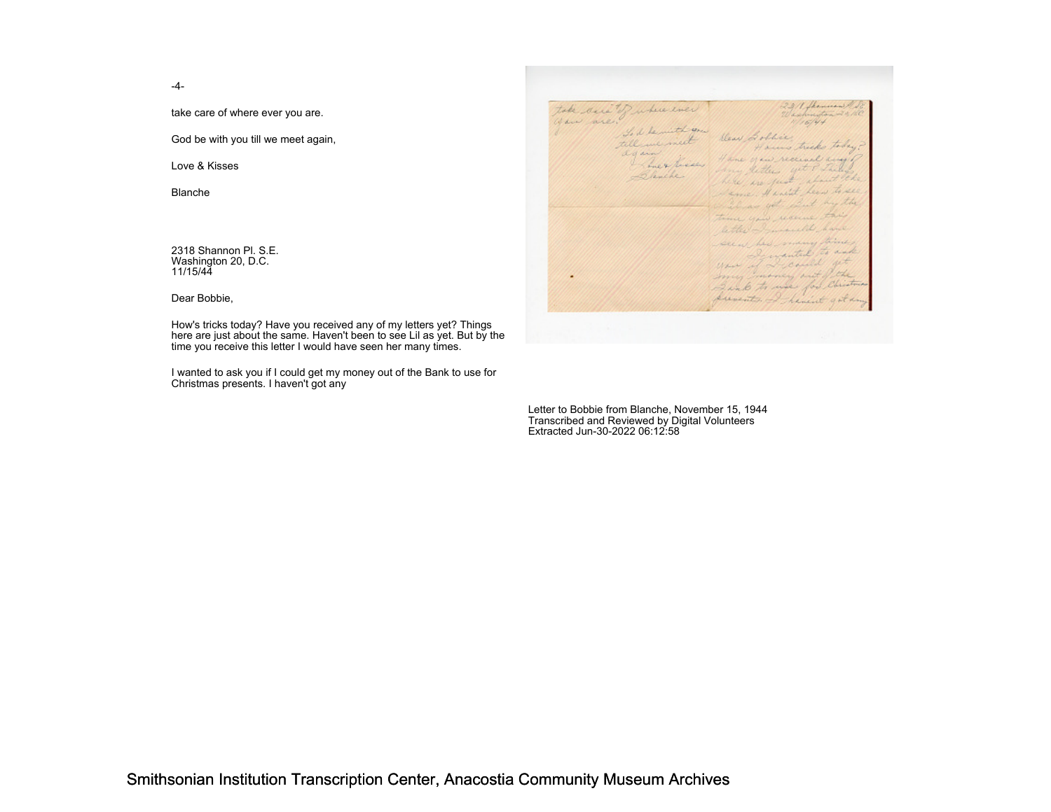-4-

take care of where ever you are.

God be with you till we meet again,

Love & Kisses

Blanche

2318 Shannon Pl. S.E.
Washington 20, D.C.
11/15/44

Dear Bobbie,

How's tricks today? Have you received any of my letters yet? Things here are just about the same. Haven't been to see Lil as yet. But by the time you receive this letter I would have seen her many times.

I wanted to ask you if I could get my money out of the Bank to use for Christmas presents. I haven't got any

Letter to Bobbie from Blanche, November 15, 1944
Transcribed and Reviewed by Digital Volunteers
Extracted Jun-30-2022 06:12:58

Smithsonian Institution Transcription Center, Anacostia Community Museum Archives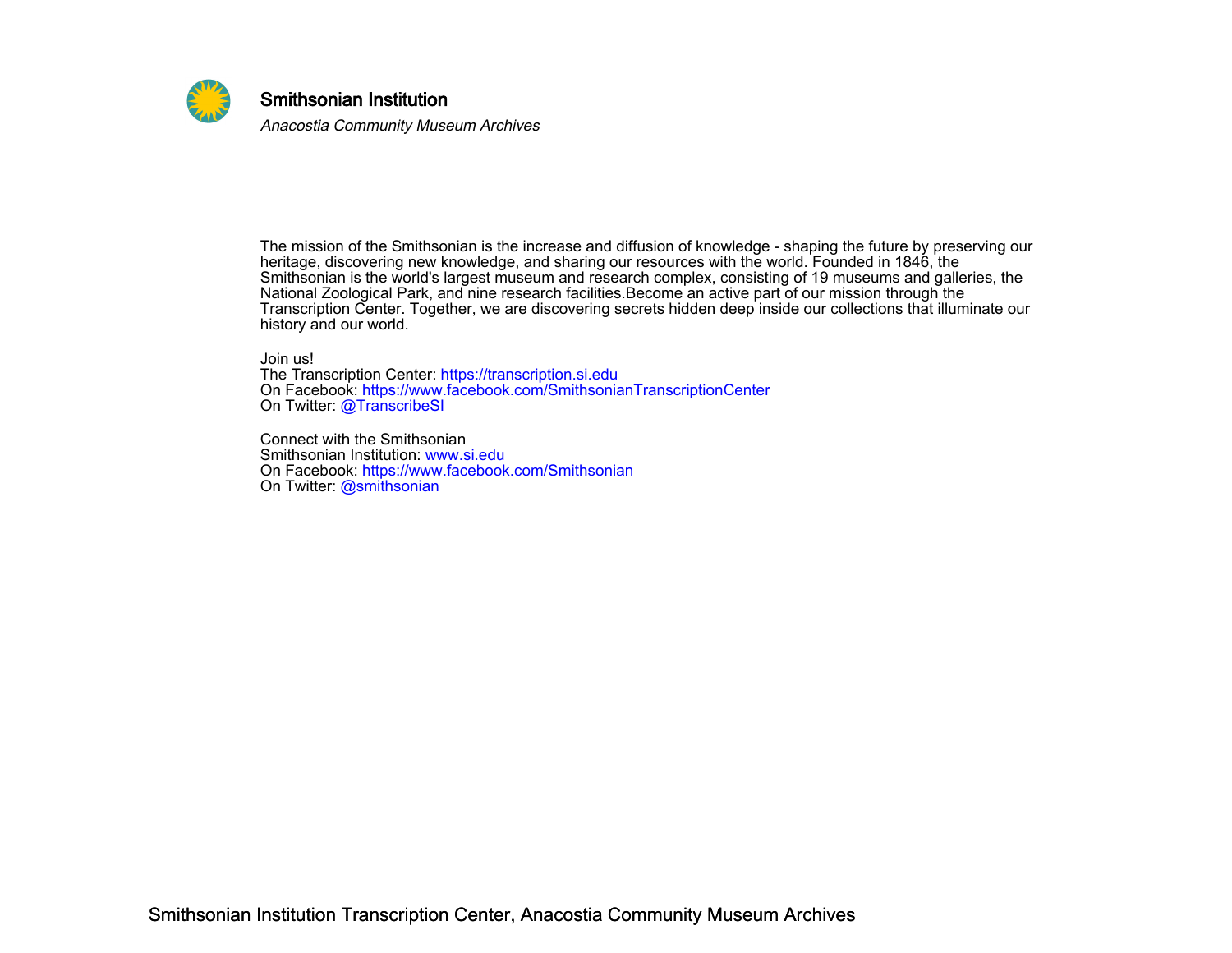## Smithsonian Institution

*Anacostia Community Museum Archives*

The mission of the Smithsonian is the increase and diffusion of knowledge - shaping the future by preserving our heritage, discovering new knowledge, and sharing our resources with the world. Founded in 1846, the Smithsonian is the world's largest museum and research complex, consisting of 19 museums and galleries, the National Zoological Park, and nine research facilities.Become an active part of our mission through the Transcription Center. Together, we are discovering secrets hidden deep inside our collections that illuminate our history and our world.

Join us!
The Transcription Center: https://transcription.si.edu
On Facebook: https://www.facebook.com/SmithsonianTranscriptionCenter
On Twitter: @TranscribeSI

Connect with the Smithsonian
Smithsonian Institution: www.si.edu
On Facebook: https://www.facebook.com/Smithsonian
On Twitter: @smithsonian